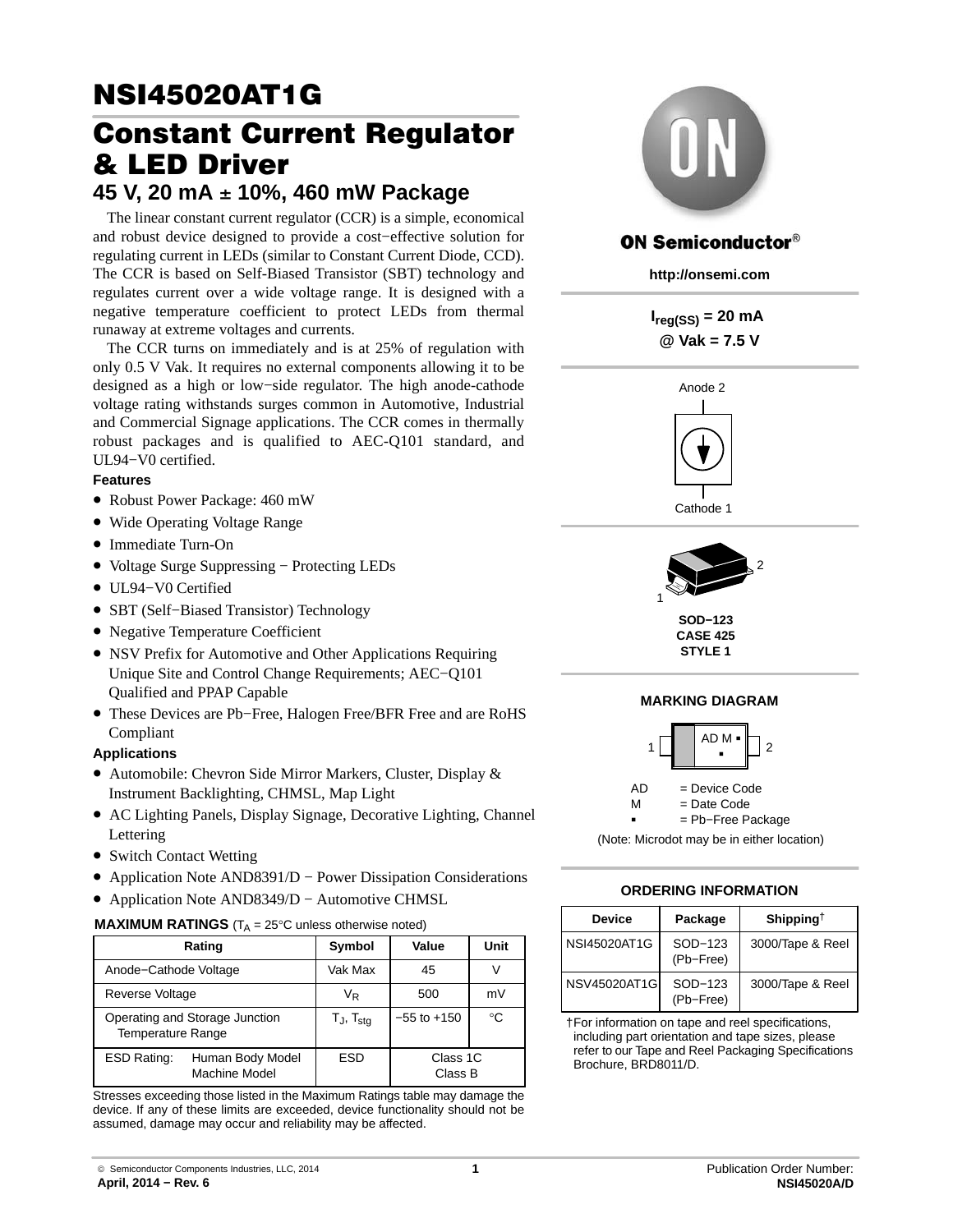# NSI45020AT1G

# Constant Current Regulator & LED Driver

## 45 V, 20 mA ± 10%, 460 mW Package

The linear constant current regulator (CCR) is a simple, economical and robust device designed to provide a cost−effective solution for regulating current in LEDs (similar to Constant Current Diode, CCD). The CCR is based on Self-Biased Transistor (SBT) technology and regulates current over a wide voltage range. It is designed with a negative temperature coefficient to protect LEDs from thermal runaway at extreme voltages and currents.

The CCR turns on immediately and is at 25% of regulation with only 0.5 V Vak. It requires no external components allowing it to be designed as a high or low−side regulator. The high anode-cathode voltage rating withstands surges common in Automotive, Industrial and Commercial Signage applications. The CCR comes in thermally robust packages and is qualified to AEC-Q101 standard, and UL94−V0 certified.

### Features

- Robust Power Package: 460 mW
- Wide Operating Voltage Range
- Immediate Turn-On
- Voltage Surge Suppressing − Protecting LEDs
- UL94−V0 Certified
- SBT (Self−Biased Transistor) Technology
- Negative Temperature Coefficient
- NSV Prefix for Automotive and Other Applications Requiring Unique Site and Control Change Requirements; AEC−Q101 Qualified and PPAP Capable
- These Devices are Pb−Free, Halogen Free/BFR Free and are RoHS Compliant

### Applications

- Automobile: Chevron Side Mirror Markers, Cluster, Display & Instrument Backlighting, CHMSL, Map Light
- AC Lighting Panels, Display Signage, Decorative Lighting, Channel Lettering
- Switch Contact Wetting
- Application Note AND8391/D − Power Dissipation Considerations
- Application Note AND8349/D − Automotive CHMSL

**MAXIMUM RATINGS** ($T_A$ = 25°C unless otherwise noted)

| Rating | Symbol | Value | Unit |
|---|---|---|---|
| Anode−Cathode Voltage | Vak Max | 45 | V |
| Reverse Voltage | $V_R$ | 500 | mV |
| Operating and Storage Junction Temperature Range | $T_J$, $T_{stg}$ | −55 to +150 | °C |
| ESD Rating: Human Body Model / Machine Model | ESD | Class 1C / Class B | |

Stresses exceeding those listed in the Maximum Ratings table may damage the device. If any of these limits are exceeded, device functionality should not be assumed, damage may occur and reliability may be affected.

**ON Semiconductor®**

**http://onsemi.com**

**$I_{reg(SS)}$ = 20 mA @ Vak = 7.5 V**

Anode 2

Cathode 1

SOD−123
CASE 425
STYLE 1

### MARKING DIAGRAM

AD M ▪

AD = Device Code
M = Date Code
▪ = Pb−Free Package

(Note: Microdot may be in either location)

### ORDERING INFORMATION

| Device | Package | Shipping† |
|---|---|---|
| NSI45020AT1G | SOD−123 (Pb−Free) | 3000/Tape & Reel |
| NSV45020AT1G | SOD−123 (Pb−Free) | 3000/Tape & Reel |

†For information on tape and reel specifications, including part orientation and tape sizes, please refer to our Tape and Reel Packaging Specifications Brochure, BRD8011/D.

© Semiconductor Components Industries, LLC, 2014
April, 2014 − Rev. 6

Publication Order Number:
NSI45020A/D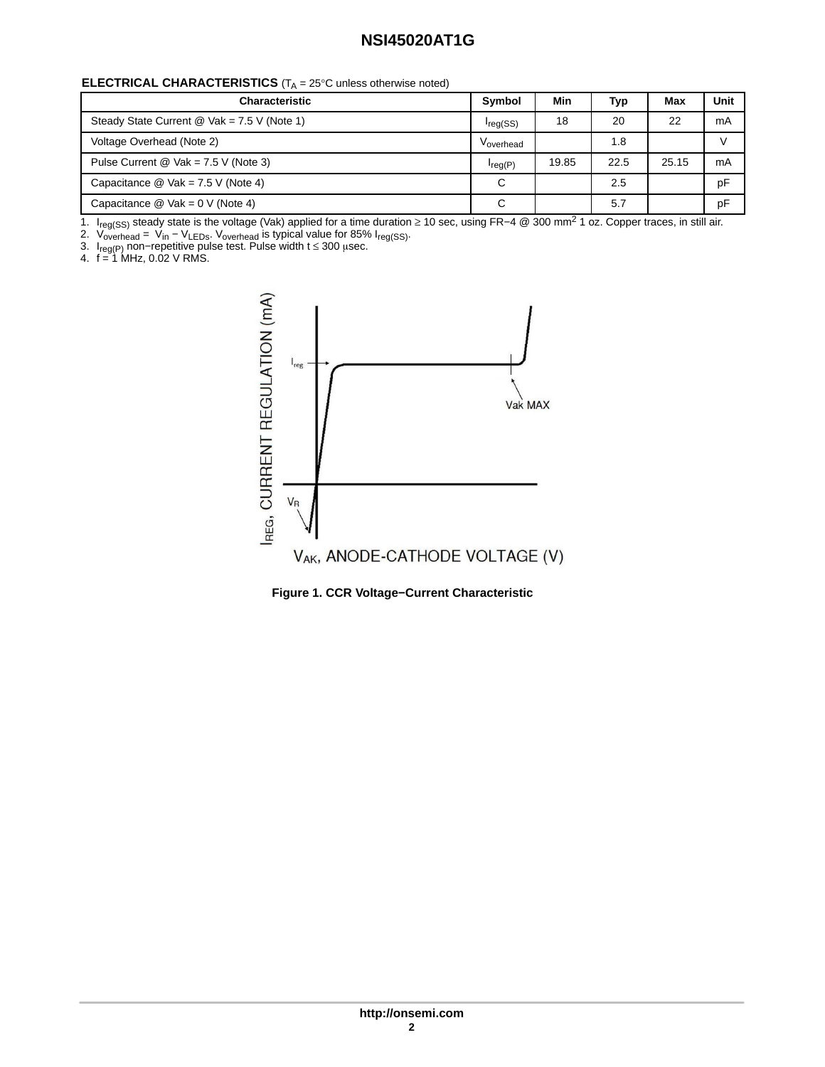**ELECTRICAL CHARACTERISTICS** ($T_A$ = 25°C unless otherwise noted)

| Characteristic | Symbol | Min | Typ | Max | Unit |
|---|---|---|---|---|---|
| Steady State Current @ Vak = 7.5 V (Note 1) | $I_{reg(SS)}$ | 18 | 20 | 22 | mA |
| Voltage Overhead (Note 2) | $V_{overhead}$ | | 1.8 | | V |
| Pulse Current @ Vak = 7.5 V (Note 3) | $I_{reg(P)}$ | 19.85 | 22.5 | 25.15 | mA |
| Capacitance @ Vak = 7.5 V (Note 4) | C | | 2.5 | | pF |
| Capacitance @ Vak = 0 V (Note 4) | C | | 5.7 | | pF |

1. $I_{reg(SS)}$ steady state is the voltage (Vak) applied for a time duration ≥ 10 sec, using FR−4 @ 300 $mm^2$ 1 oz. Copper traces, in still air.
2. $V_{overhead}$ = $V_{in}$ − $V_{LEDs}$. $V_{overhead}$ is typical value for 85% $I_{reg(SS)}$.
3. $I_{reg(P)}$ non−repetitive pulse test. Pulse width t ≤ 300 μsec.
4. f = 1 MHz, 0.02 V RMS.

Figure 1. CCR Voltage−Current Characteristic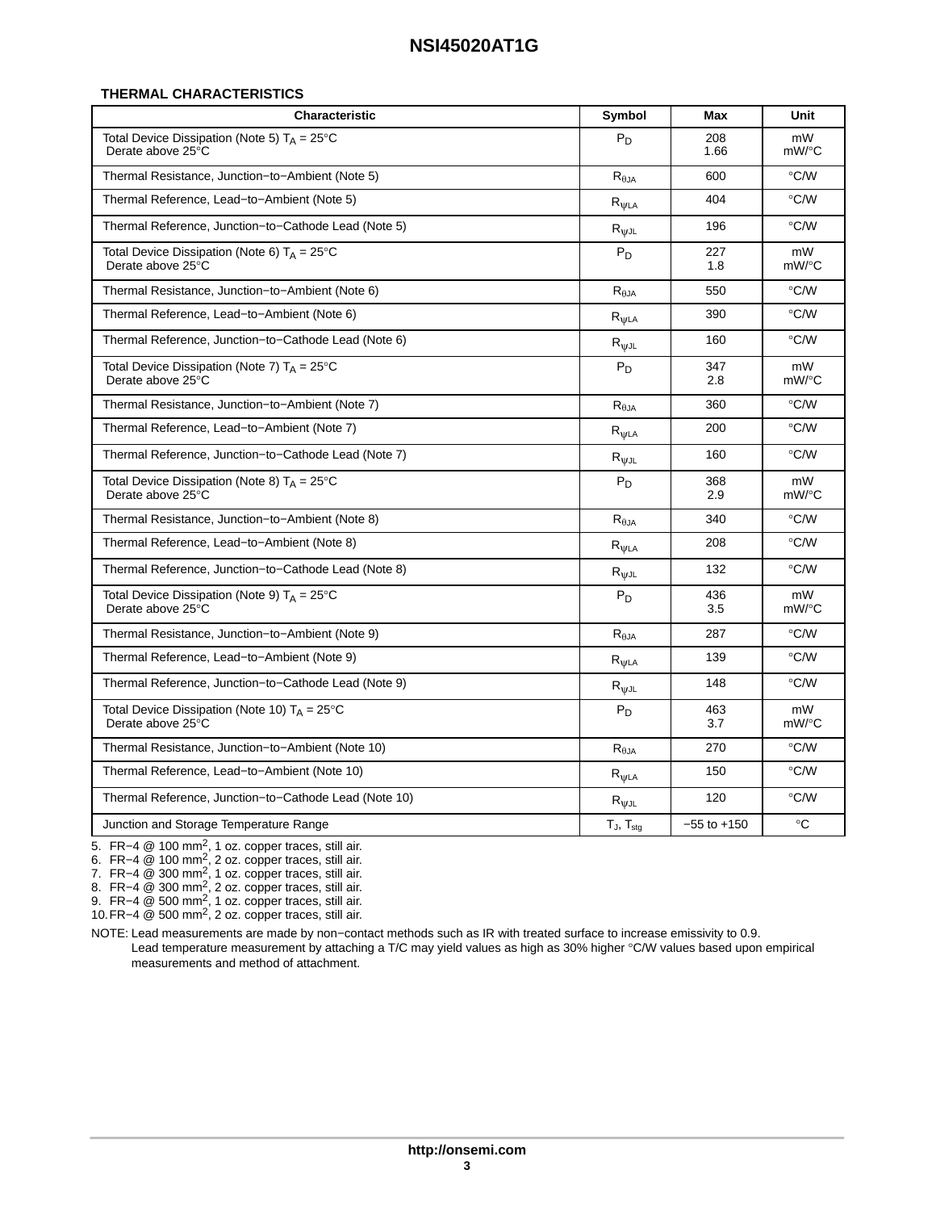### THERMAL CHARACTERISTICS

| Characteristic | Symbol | Max | Unit |
|---|---|---|---|
| Total Device Dissipation (Note 5) $T_A = 25°C$<br>Derate above 25°C | $P_D$ | 208<br>1.66 | mW<br>mW/°C |
| Thermal Resistance, Junction−to−Ambient (Note 5) | $R_{\theta JA}$ | 600 | °C/W |
| Thermal Reference, Lead−to−Ambient (Note 5) | $R_{\psi LA}$ | 404 | °C/W |
| Thermal Reference, Junction−to−Cathode Lead (Note 5) | $R_{\psi JL}$ | 196 | °C/W |
| Total Device Dissipation (Note 6) $T_A = 25°C$<br>Derate above 25°C | $P_D$ | 227<br>1.8 | mW<br>mW/°C |
| Thermal Resistance, Junction−to−Ambient (Note 6) | $R_{\theta JA}$ | 550 | °C/W |
| Thermal Reference, Lead−to−Ambient (Note 6) | $R_{\psi LA}$ | 390 | °C/W |
| Thermal Reference, Junction−to−Cathode Lead (Note 6) | $R_{\psi JL}$ | 160 | °C/W |
| Total Device Dissipation (Note 7) $T_A = 25°C$<br>Derate above 25°C | $P_D$ | 347<br>2.8 | mW<br>mW/°C |
| Thermal Resistance, Junction−to−Ambient (Note 7) | $R_{\theta JA}$ | 360 | °C/W |
| Thermal Reference, Lead−to−Ambient (Note 7) | $R_{\psi LA}$ | 200 | °C/W |
| Thermal Reference, Junction−to−Cathode Lead (Note 7) | $R_{\psi JL}$ | 160 | °C/W |
| Total Device Dissipation (Note 8) $T_A = 25°C$<br>Derate above 25°C | $P_D$ | 368<br>2.9 | mW<br>mW/°C |
| Thermal Resistance, Junction−to−Ambient (Note 8) | $R_{\theta JA}$ | 340 | °C/W |
| Thermal Reference, Lead−to−Ambient (Note 8) | $R_{\psi LA}$ | 208 | °C/W |
| Thermal Reference, Junction−to−Cathode Lead (Note 8) | $R_{\psi JL}$ | 132 | °C/W |
| Total Device Dissipation (Note 9) $T_A = 25°C$<br>Derate above 25°C | $P_D$ | 436<br>3.5 | mW<br>mW/°C |
| Thermal Resistance, Junction−to−Ambient (Note 9) | $R_{\theta JA}$ | 287 | °C/W |
| Thermal Reference, Lead−to−Ambient (Note 9) | $R_{\psi LA}$ | 139 | °C/W |
| Thermal Reference, Junction−to−Cathode Lead (Note 9) | $R_{\psi JL}$ | 148 | °C/W |
| Total Device Dissipation (Note 10) $T_A = 25°C$<br>Derate above 25°C | $P_D$ | 463<br>3.7 | mW<br>mW/°C |
| Thermal Resistance, Junction−to−Ambient (Note 10) | $R_{\theta JA}$ | 270 | °C/W |
| Thermal Reference, Lead−to−Ambient (Note 10) | $R_{\psi LA}$ | 150 | °C/W |
| Thermal Reference, Junction−to−Cathode Lead (Note 10) | $R_{\psi JL}$ | 120 | °C/W |
| Junction and Storage Temperature Range | $T_J$, $T_{stg}$ | −55 to +150 | °C |

5. FR−4 @ 100 mm$^2$, 1 oz. copper traces, still air.
6. FR−4 @ 100 mm$^2$, 2 oz. copper traces, still air.
7. FR−4 @ 300 mm$^2$, 1 oz. copper traces, still air.
8. FR−4 @ 300 mm$^2$, 2 oz. copper traces, still air.
9. FR−4 @ 500 mm$^2$, 1 oz. copper traces, still air.
10. FR−4 @ 500 mm$^2$, 2 oz. copper traces, still air.

NOTE: Lead measurements are made by non−contact methods such as IR with treated surface to increase emissivity to 0.9.
Lead temperature measurement by attaching a T/C may yield values as high as 30% higher °C/W values based upon empirical measurements and method of attachment.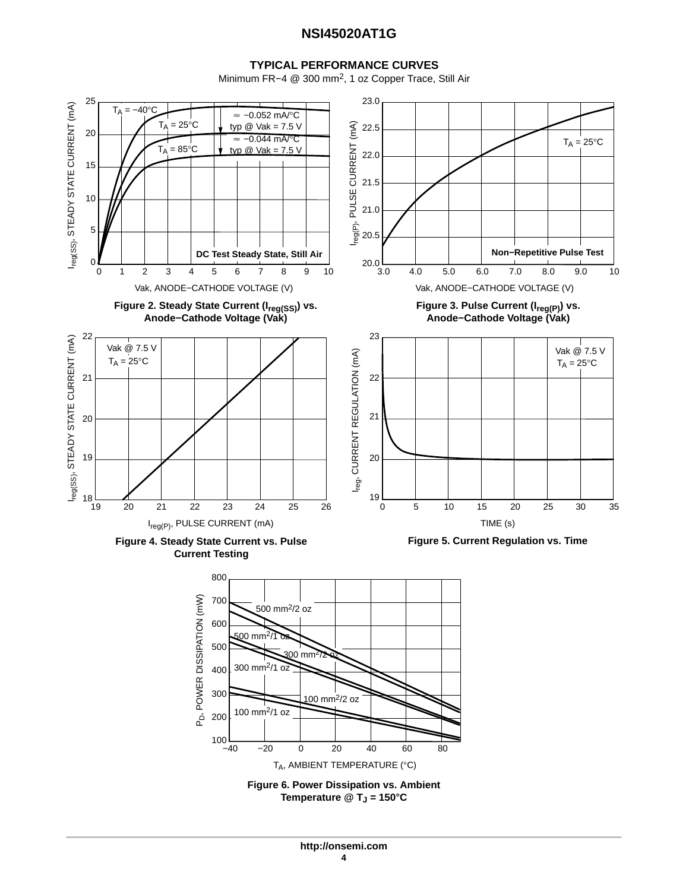## TYPICAL PERFORMANCE CURVES

Minimum FR−4 @ 300 mm², 1 oz Copper Trace, Still Air

**Figure 2. Steady State Current ($I_{reg(SS)}$) vs. Anode−Cathode Voltage (Vak)**

**Figure 3. Pulse Current ($I_{reg(P)}$) vs. Anode−Cathode Voltage (Vak)**

**Figure 4. Steady State Current vs. Pulse Current Testing**

**Figure 5. Current Regulation vs. Time**

**Figure 6. Power Dissipation vs. Ambient Temperature @ $T_J$ = 150°C**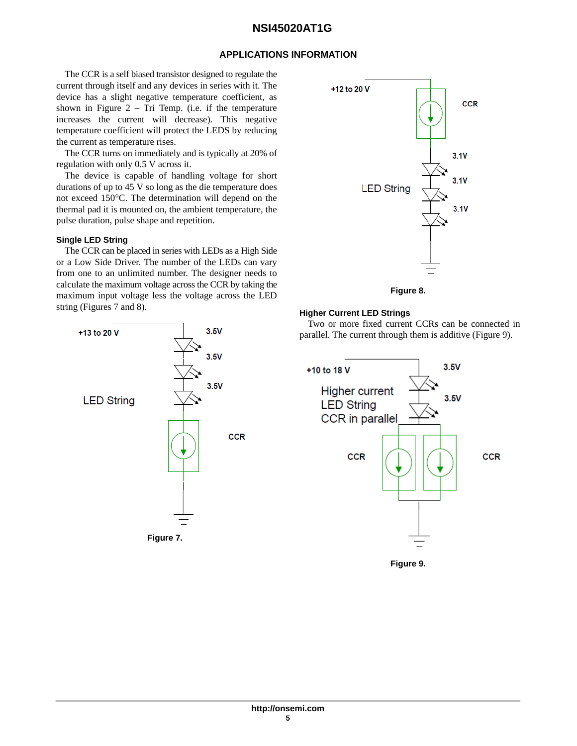## APPLICATIONS INFORMATION

The CCR is a self biased transistor designed to regulate the current through itself and any devices in series with it. The device has a slight negative temperature coefficient, as shown in Figure 2 – Tri Temp. (i.e. if the temperature increases the current will decrease). This negative temperature coefficient will protect the LEDS by reducing the current as temperature rises.

The CCR turns on immediately and is typically at 20% of regulation with only 0.5 V across it.

The device is capable of handling voltage for short durations of up to 45 V so long as the die temperature does not exceed 150°C. The determination will depend on the thermal pad it is mounted on, the ambient temperature, the pulse duration, pulse shape and repetition.

### Single LED String

The CCR can be placed in series with LEDs as a High Side or a Low Side Driver. The number of the LEDs can vary from one to an unlimited number. The designer needs to calculate the maximum voltage across the CCR by taking the maximum input voltage less the voltage across the LED string (Figures 7 and 8).

Figure 7.

Figure 8.

### Higher Current LED Strings

Two or more fixed current CCRs can be connected in parallel. The current through them is additive (Figure 9).

Figure 9.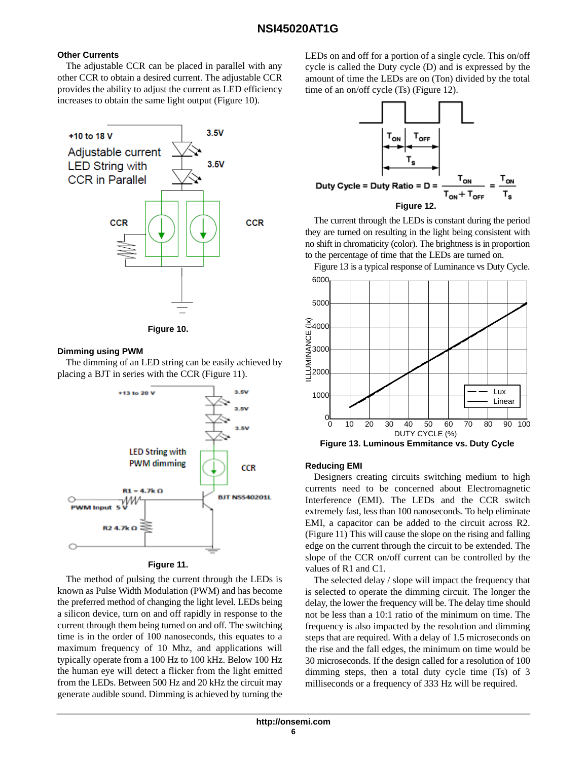### Other Currents

The adjustable CCR can be placed in parallel with any other CCR to obtain a desired current. The adjustable CCR provides the ability to adjust the current as LED efficiency increases to obtain the same light output (Figure 10).

Figure 10.

### Dimming using PWM

The dimming of an LED string can be easily achieved by placing a BJT in series with the CCR (Figure 11).

Figure 11.

The method of pulsing the current through the LEDs is known as Pulse Width Modulation (PWM) and has become the preferred method of changing the light level. LEDs being a silicon device, turn on and off rapidly in response to the current through them being turned on and off. The switching time is in the order of 100 nanoseconds, this equates to a maximum frequency of 10 Mhz, and applications will typically operate from a 100 Hz to 100 kHz. Below 100 Hz the human eye will detect a flicker from the light emitted from the LEDs. Between 500 Hz and 20 kHz the circuit may generate audible sound. Dimming is achieved by turning the LEDs on and off for a portion of a single cycle. This on/off cycle is called the Duty cycle (D) and is expressed by the amount of time the LEDs are on (Ton) divided by the total time of an on/off cycle (Ts) (Figure 12).

$$\text{Duty Cycle} = \text{Duty Ratio} = D = \frac{T_{ON}}{T_{ON} + T_{OFF}} = \frac{T_{ON}}{T_S}$$

Figure 12.

The current through the LEDs is constant during the period they are turned on resulting in the light being consistent with no shift in chromaticity (color). The brightness is in proportion to the percentage of time that the LEDs are turned on.

Figure 13 is a typical response of Luminance vs Duty Cycle.

Figure 13. Luminous Emmitance vs. Duty Cycle

### Reducing EMI

Designers creating circuits switching medium to high currents need to be concerned about Electromagnetic Interference (EMI). The LEDs and the CCR switch extremely fast, less than 100 nanoseconds. To help eliminate EMI, a capacitor can be added to the circuit across R2. (Figure 11) This will cause the slope on the rising and falling edge on the current through the circuit to be extended. The slope of the CCR on/off current can be controlled by the values of R1 and C1.

The selected delay / slope will impact the frequency that is selected to operate the dimming circuit. The longer the delay, the lower the frequency will be. The delay time should not be less than a 10:1 ratio of the minimum on time. The frequency is also impacted by the resolution and dimming steps that are required. With a delay of 1.5 microseconds on the rise and the fall edges, the minimum on time would be 30 microseconds. If the design called for a resolution of 100 dimming steps, then a total duty cycle time (Ts) of 3 milliseconds or a frequency of 333 Hz will be required.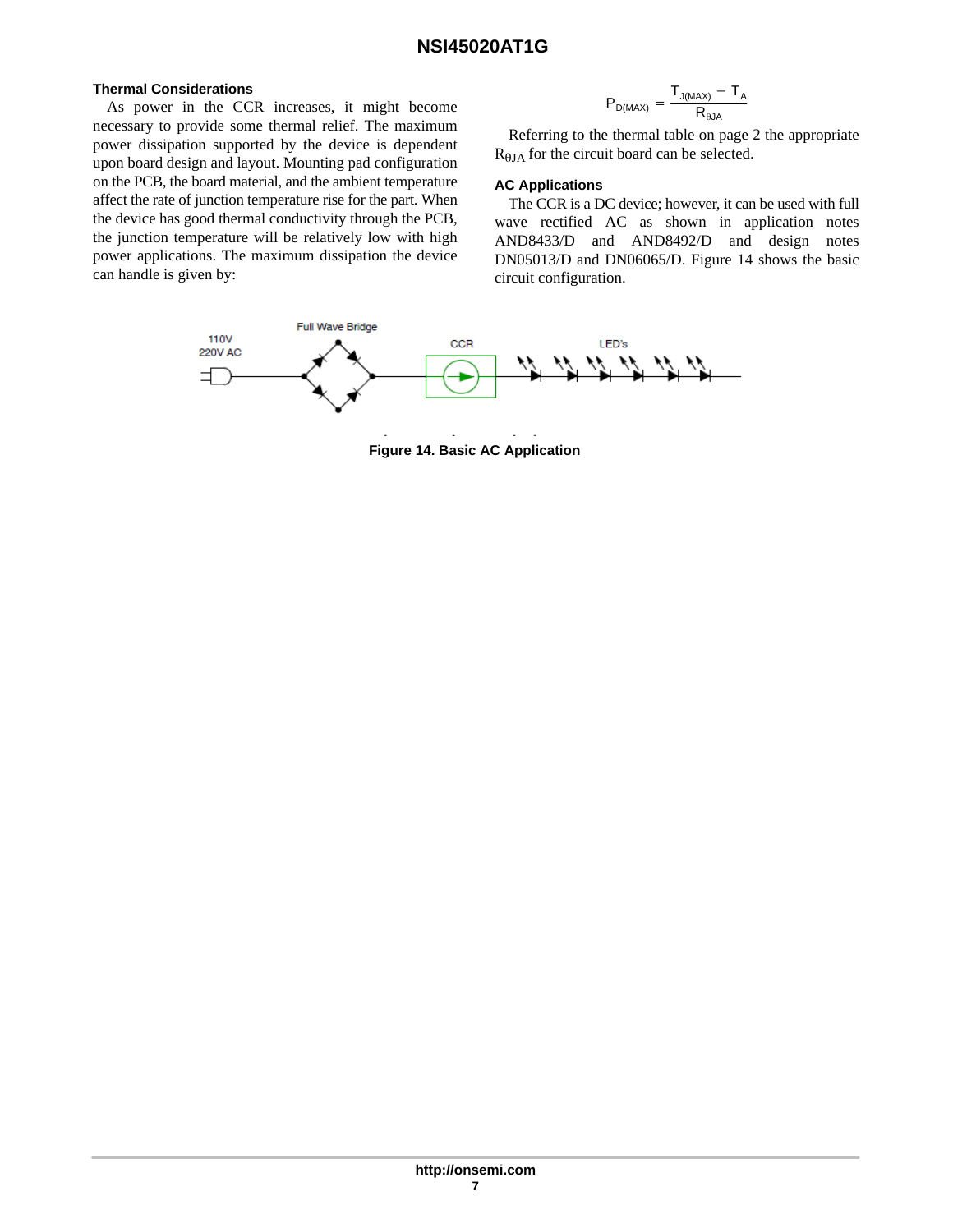### Thermal Considerations

As power in the CCR increases, it might become necessary to provide some thermal relief. The maximum power dissipation supported by the device is dependent upon board design and layout. Mounting pad configuration on the PCB, the board material, and the ambient temperature affect the rate of junction temperature rise for the part. When the device has good thermal conductivity through the PCB, the junction temperature will be relatively low with high power applications. The maximum dissipation the device can handle is given by:

$$P_{D(MAX)} = \frac{T_{J(MAX)} - T_A}{R_{\theta JA}}$$

Referring to the thermal table on page 2 the appropriate $R_{\theta JA}$ for the circuit board can be selected.

### AC Applications

The CCR is a DC device; however, it can be used with full wave rectified AC as shown in application notes AND8433/D and AND8492/D and design notes DN05013/D and DN06065/D. Figure 14 shows the basic circuit configuration.

**Figure 14. Basic AC Application**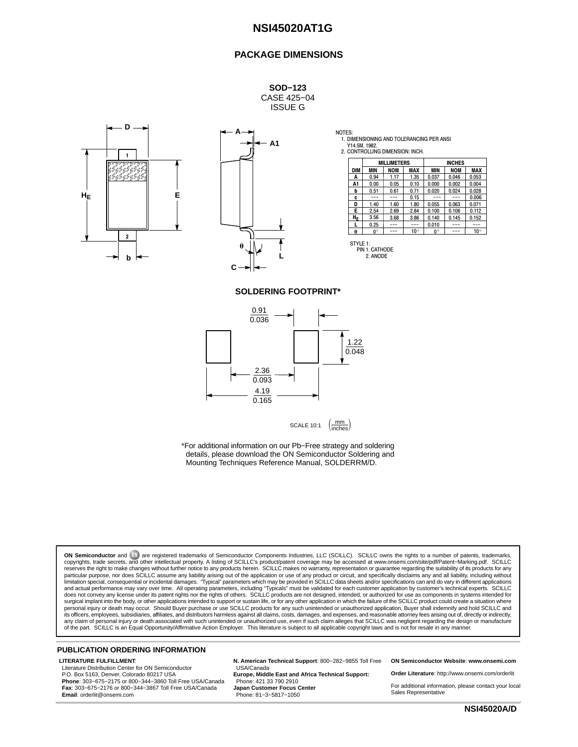## PACKAGE DIMENSIONS

**SOD−123**
CASE 425−04
ISSUE G

D
A
A1
HE
E
1
2
b
θ
L
C

NOTES:
1. DIMENSIONING AND TOLERANCING PER ANSI Y14.5M, 1982.
2. CONTROLLING DIMENSION: INCH.

| DIM | MILLIMETERS | | | INCHES | | |
|---|---|---|---|---|---|---|
| | MIN | NOM | MAX | MIN | NOM | MAX |
| A | 0.94 | 1.17 | 1.35 | 0.037 | 0.046 | 0.053 |
| A1 | 0.00 | 0.05 | 0.10 | 0.000 | 0.002 | 0.004 |
| b | 0.51 | 0.61 | 0.71 | 0.020 | 0.024 | 0.028 |
| c | --- | --- | 0.15 | --- | --- | 0.006 |
| D | 1.40 | 1.60 | 1.80 | 0.055 | 0.063 | 0.071 |
| E | 2.54 | 2.69 | 2.84 | 0.100 | 0.106 | 0.112 |
| $H_E$ | 3.56 | 3.68 | 3.86 | 0.140 | 0.145 | 0.152 |
| L | 0.25 | --- | --- | 0.010 | --- | --- |
| θ | 0° | --- | 10° | 0° | --- | 10° |

STYLE 1:
PIN 1. CATHODE
2. ANODE

## SOLDERING FOOTPRINT*

0.91
0.036

1.22
0.048

2.36
0.093

4.19
0.165

SCALE 10:1 (mm / inches)

*For additional information on our Pb−Free strategy and soldering details, please download the ON Semiconductor Soldering and Mounting Techniques Reference Manual, SOLDERRM/D.

**ON Semiconductor** and  are registered trademarks of Semiconductor Components Industries, LLC (SCILLC). SCILLC owns the rights to a number of patents, trademarks, copyrights, trade secrets, and other intellectual property. A listing of SCILLC's product/patent coverage may be accessed at www.onsemi.com/site/pdf/Patent−Marking.pdf. SCILLC reserves the right to make changes without further notice to any products herein. SCILLC makes no warranty, representation or guarantee regarding the suitability of its products for any particular purpose, nor does SCILLC assume any liability arising out of the application or use of any product or circuit, and specifically disclaims any and all liability, including without limitation special, consequential or incidental damages. "Typical" parameters which may be provided in SCILLC data sheets and/or specifications can and do vary in different applications and actual performance may vary over time. All operating parameters, including "Typicals" must be validated for each customer application by customer's technical experts. SCILLC does not convey any license under its patent rights nor the rights of others. SCILLC products are not designed, intended, or authorized for use as components in systems intended for surgical implant into the body, or other applications intended to support or sustain life, or for any other application in which the failure of the SCILLC product could create a situation where personal injury or death may occur. Should Buyer purchase or use SCILLC products for any such unintended or unauthorized application, Buyer shall indemnify and hold SCILLC and its officers, employees, subsidiaries, affiliates, and distributors harmless against all claims, costs, damages, and expenses, and reasonable attorney fees arising out of, directly or indirectly, any claim of personal injury or death associated with such unintended or unauthorized use, even if such claim alleges that SCILLC was negligent regarding the design or manufacture of the part. SCILLC is an Equal Opportunity/Affirmative Action Employer. This literature is subject to all applicable copyright laws and is not for resale in any manner.

### PUBLICATION ORDERING INFORMATION

**LITERATURE FULFILLMENT**:
Literature Distribution Center for ON Semiconductor
P.O. Box 5163, Denver, Colorado 80217 USA
**Phone**: 303−675−2175 or 800−344−3860 Toll Free USA/Canada
**Fax**: 303−675−2176 or 800−344−3867 Toll Free USA/Canada
**Email**: orderlit@onsemi.com

**N. American Technical Support**: 800−282−9855 Toll Free USA/Canada
**Europe, Middle East and Africa Technical Support:**
Phone: 421 33 790 2910
**Japan Customer Focus Center**
Phone: 81−3−5817−1050

**ON Semiconductor Website**: **www.onsemi.com**

**Order Literature**: http://www.onsemi.com/orderlit

For additional information, please contact your local Sales Representative

**NSI45020A/D**